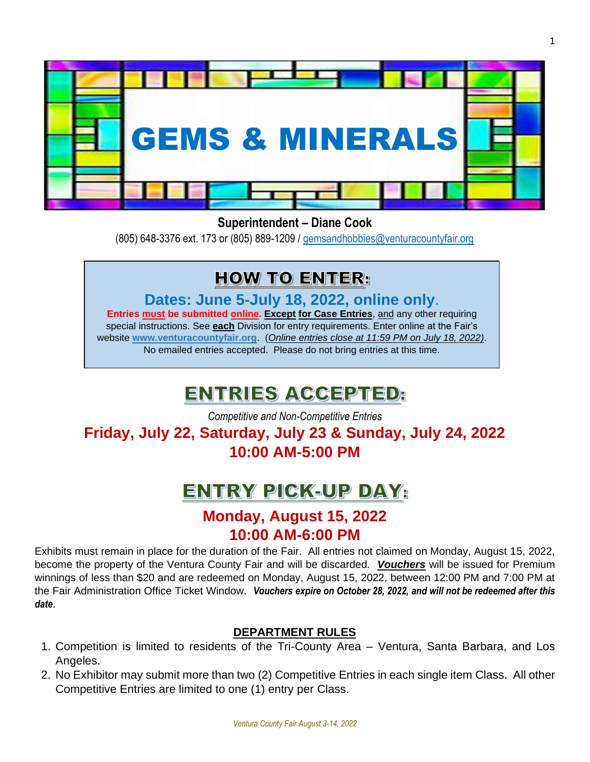# GEMS & MINERALS

**Superintendent – Diane Cook**

(805) 648-3376 ext. 173 or (805) 889-1209 / gemsandhobbies@venturacountyfair.org

## HOW TO ENTER:

### Dates: June 5-July 18, 2022, online only.

**Entries must be submitted online. Except for Case Entries**, and any other requiring special instructions. See **each** Division for entry requirements. Enter online at the Fair's website **www.venturacountyfair.org**. (*Online entries close at 11:59 PM on July 18, 2022)*. No emailed entries accepted. Please do not bring entries at this time.

## ENTRIES ACCEPTED:

*Competitive and Non-Competitive Entries*

### Friday, July 22, Saturday, July 23 & Sunday, July 24, 2022
### 10:00 AM-5:00 PM

## ENTRY PICK-UP DAY:

### Monday, August 15, 2022
### 10:00 AM-6:00 PM

Exhibits must remain in place for the duration of the Fair. All entries not claimed on Monday, August 15, 2022, become the property of the Ventura County Fair and will be discarded. ***Vouchers*** will be issued for Premium winnings of less than $20 and are redeemed on Monday, August 15, 2022, between 12:00 PM and 7:00 PM at the Fair Administration Office Ticket Window. ***Vouchers expire on October 28, 2022, and will not be redeemed after this date***.

### DEPARTMENT RULES

1. Competition is limited to residents of the Tri-County Area – Ventura, Santa Barbara, and Los Angeles.
2. No Exhibitor may submit more than two (2) Competitive Entries in each single item Class. All other Competitive Entries are limited to one (1) entry per Class.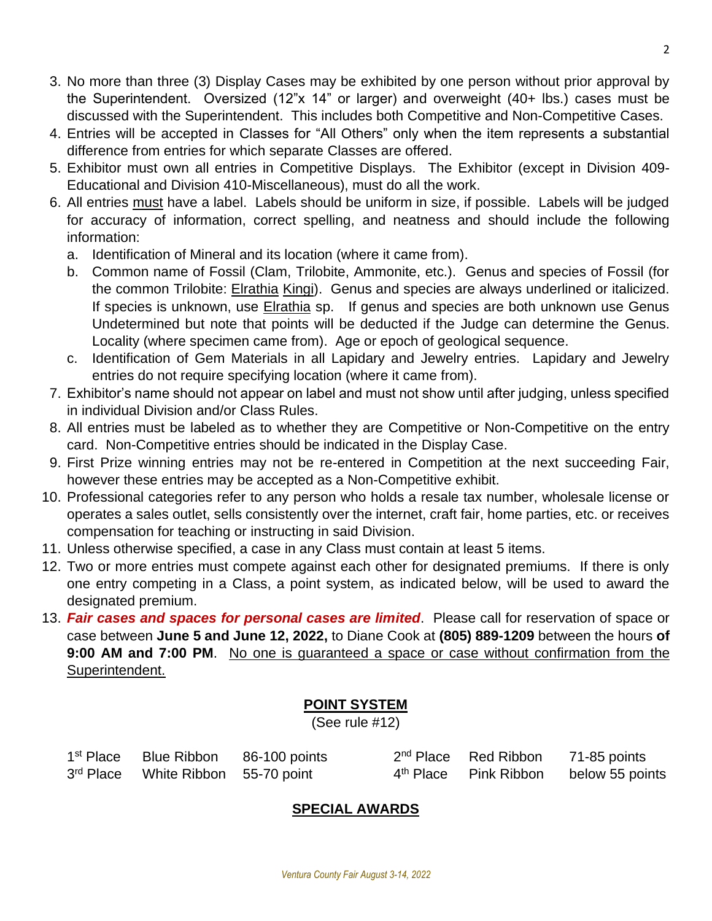3. No more than three (3) Display Cases may be exhibited by one person without prior approval by the Superintendent. Oversized (12"x 14" or larger) and overweight (40+ lbs.) cases must be discussed with the Superintendent. This includes both Competitive and Non-Competitive Cases.
4. Entries will be accepted in Classes for "All Others" only when the item represents a substantial difference from entries for which separate Classes are offered.
5. Exhibitor must own all entries in Competitive Displays. The Exhibitor (except in Division 409-Educational and Division 410-Miscellaneous), must do all the work.
6. All entries <u>must</u> have a label. Labels should be uniform in size, if possible. Labels will be judged for accuracy of information, correct spelling, and neatness and should include the following information:
   a. Identification of Mineral and its location (where it came from).
   b. Common name of Fossil (Clam, Trilobite, Ammonite, etc.). Genus and species of Fossil (for the common Trilobite: <u>Elrathia</u> <u>Kingi</u>). Genus and species are always underlined or italicized. If species is unknown, use <u>Elrathia</u> sp. If genus and species are both unknown use Genus Undetermined but note that points will be deducted if the Judge can determine the Genus. Locality (where specimen came from). Age or epoch of geological sequence.
   c. Identification of Gem Materials in all Lapidary and Jewelry entries. Lapidary and Jewelry entries do not require specifying location (where it came from).
7. Exhibitor's name should not appear on label and must not show until after judging, unless specified in individual Division and/or Class Rules.
8. All entries must be labeled as to whether they are Competitive or Non-Competitive on the entry card. Non-Competitive entries should be indicated in the Display Case.
9. First Prize winning entries may not be re-entered in Competition at the next succeeding Fair, however these entries may be accepted as a Non-Competitive exhibit.
10. Professional categories refer to any person who holds a resale tax number, wholesale license or operates a sales outlet, sells consistently over the internet, craft fair, home parties, etc. or receives compensation for teaching or instructing in said Division.
11. Unless otherwise specified, a case in any Class must contain at least 5 items.
12. Two or more entries must compete against each other for designated premiums. If there is only one entry competing in a Class, a point system, as indicated below, will be used to award the designated premium.
13. ***Fair cases and spaces for personal cases are limited***. Please call for reservation of space or case between **June 5 and June 12, 2022,** to Diane Cook at **(805) 889-1209** between the hours **of 9:00 AM and 7:00 PM**. <u>No one is guaranteed a space or case without confirmation from the Superintendent.</u>

## POINT SYSTEM

(See rule #12)

| | | | | | |
|---|---|---|---|---|---|
| 1st Place | Blue Ribbon | 86-100 points | 2nd Place | Red Ribbon | 71-85 points |
| 3rd Place | White Ribbon | 55-70 point | 4th Place | Pink Ribbon | below 55 points |

## SPECIAL AWARDS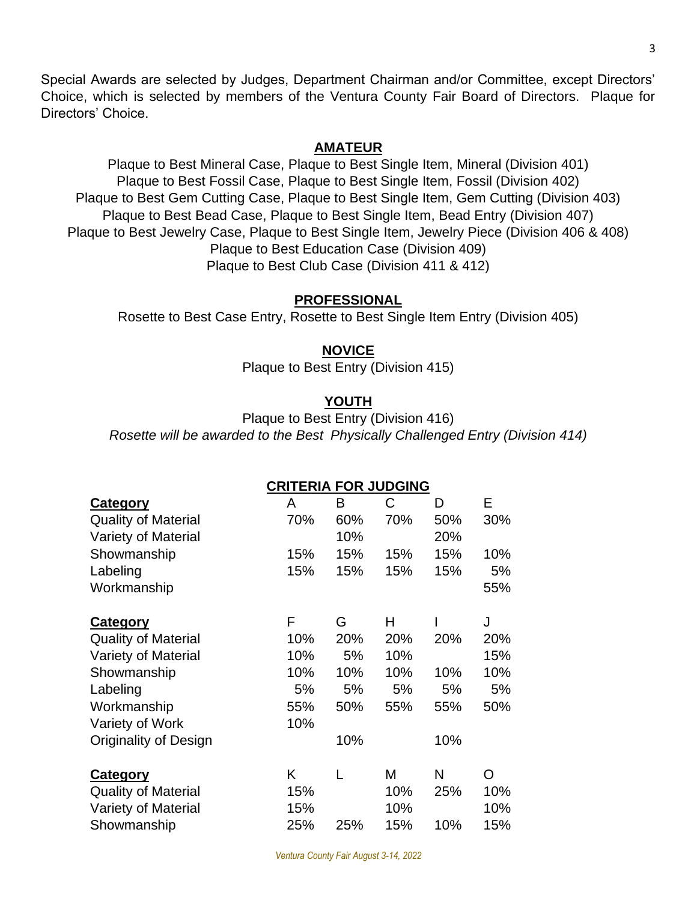Special Awards are selected by Judges, Department Chairman and/or Committee, except Directors' Choice, which is selected by members of the Ventura County Fair Board of Directors. Plaque for Directors' Choice.

## AMATEUR

Plaque to Best Mineral Case, Plaque to Best Single Item, Mineral (Division 401)
Plaque to Best Fossil Case, Plaque to Best Single Item, Fossil (Division 402)
Plaque to Best Gem Cutting Case, Plaque to Best Single Item, Gem Cutting (Division 403)
Plaque to Best Bead Case, Plaque to Best Single Item, Bead Entry (Division 407)
Plaque to Best Jewelry Case, Plaque to Best Single Item, Jewelry Piece (Division 406 & 408)
Plaque to Best Education Case (Division 409)
Plaque to Best Club Case (Division 411 & 412)

## PROFESSIONAL

Rosette to Best Case Entry, Rosette to Best Single Item Entry (Division 405)

## NOVICE

Plaque to Best Entry (Division 415)

## YOUTH

Plaque to Best Entry (Division 416)
*Rosette will be awarded to the Best Physically Challenged Entry (Division 414)*

## CRITERIA FOR JUDGING

| Category | A | B | C | D | E |
|---|---|---|---|---|---|
| Quality of Material | 70% | 60% | 70% | 50% | 30% |
| Variety of Material | | 10% | | 20% | |
| Showmanship | 15% | 15% | 15% | 15% | 10% |
| Labeling | 15% | 15% | 15% | 15% | 5% |
| Workmanship | | | | | 55% |

| Category | F | G | H | I | J |
|---|---|---|---|---|---|
| Quality of Material | 10% | 20% | 20% | 20% | 20% |
| Variety of Material | 10% | 5% | 10% | | 15% |
| Showmanship | 10% | 10% | 10% | 10% | 10% |
| Labeling | 5% | 5% | 5% | 5% | 5% |
| Workmanship | 55% | 50% | 55% | 55% | 50% |
| Variety of Work | 10% | | | | |
| Originality of Design | | 10% | | 10% | |

| Category | K | L | M | N | O |
|---|---|---|---|---|---|
| Quality of Material | 15% | | 10% | 25% | 10% |
| Variety of Material | 15% | | 10% | | 10% |
| Showmanship | 25% | 25% | 15% | 10% | 15% |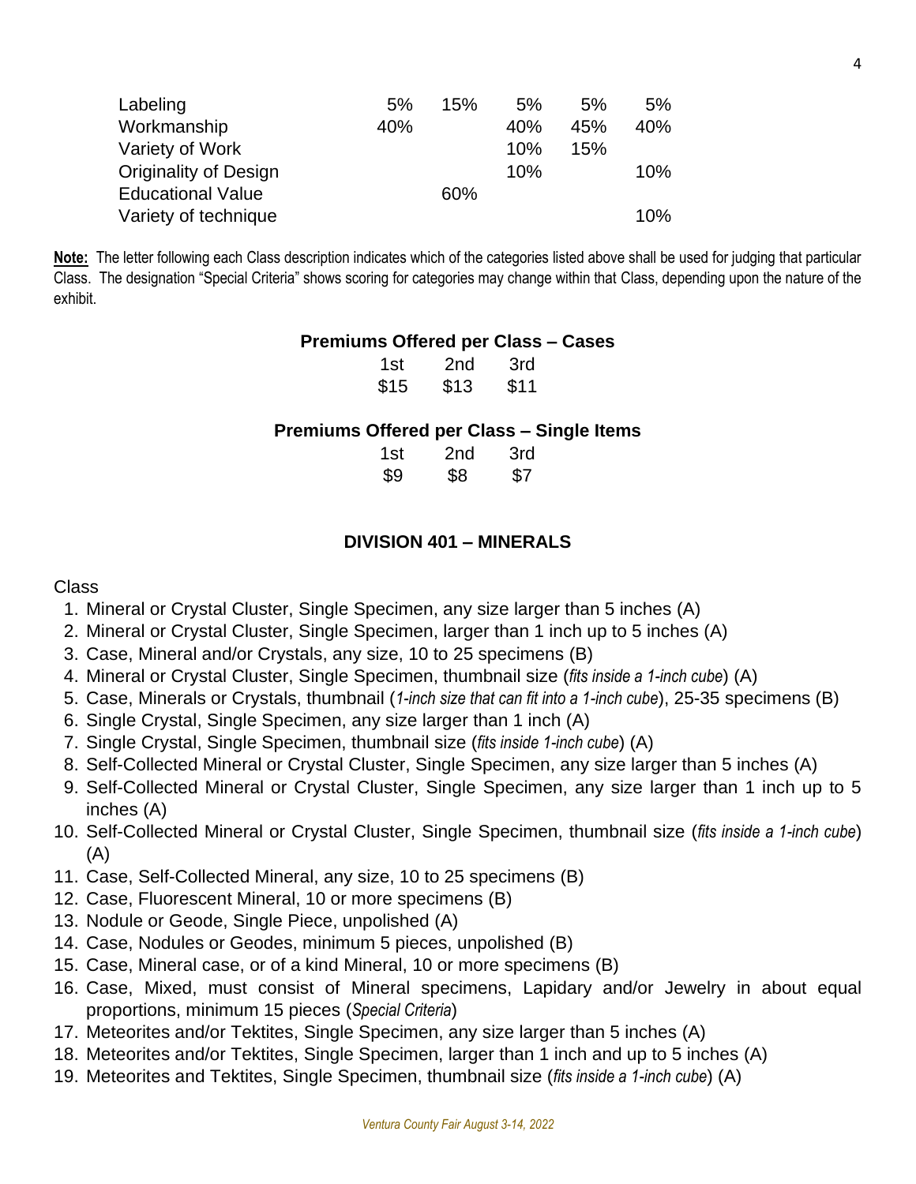| | | | | | |
|---|---|---|---|---|---|
| Labeling | 5% | 15% | 5% | 5% | 5% |
| Workmanship | 40% | | 40% | 45% | 40% |
| Variety of Work | | | 10% | 15% | |
| Originality of Design | | | 10% | | 10% |
| Educational Value | | 60% | | | |
| Variety of technique | | | | | 10% |

**Note:** The letter following each Class description indicates which of the categories listed above shall be used for judging that particular Class. The designation "Special Criteria" shows scoring for categories may change within that Class, depending upon the nature of the exhibit.

**Premiums Offered per Class – Cases**

| 1st | 2nd | 3rd |
|---|---|---|
| $15 | $13 | $11 |

**Premiums Offered per Class – Single Items**

| 1st | 2nd | 3rd |
|---|---|---|
| $9 | $8 | $7 |

## DIVISION 401 – MINERALS

Class

1. Mineral or Crystal Cluster, Single Specimen, any size larger than 5 inches (A)
2. Mineral or Crystal Cluster, Single Specimen, larger than 1 inch up to 5 inches (A)
3. Case, Mineral and/or Crystals, any size, 10 to 25 specimens (B)
4. Mineral or Crystal Cluster, Single Specimen, thumbnail size (*fits inside a 1-inch cube*) (A)
5. Case, Minerals or Crystals, thumbnail (*1-inch size that can fit into a 1-inch cube*), 25-35 specimens (B)
6. Single Crystal, Single Specimen, any size larger than 1 inch (A)
7. Single Crystal, Single Specimen, thumbnail size (*fits inside 1-inch cube*) (A)
8. Self-Collected Mineral or Crystal Cluster, Single Specimen, any size larger than 5 inches (A)
9. Self-Collected Mineral or Crystal Cluster, Single Specimen, any size larger than 1 inch up to 5 inches (A)
10. Self-Collected Mineral or Crystal Cluster, Single Specimen, thumbnail size (*fits inside a 1-inch cube*) (A)
11. Case, Self-Collected Mineral, any size, 10 to 25 specimens (B)
12. Case, Fluorescent Mineral, 10 or more specimens (B)
13. Nodule or Geode, Single Piece, unpolished (A)
14. Case, Nodules or Geodes, minimum 5 pieces, unpolished (B)
15. Case, Mineral case, or of a kind Mineral, 10 or more specimens (B)
16. Case, Mixed, must consist of Mineral specimens, Lapidary and/or Jewelry in about equal proportions, minimum 15 pieces (*Special Criteria*)
17. Meteorites and/or Tektites, Single Specimen, any size larger than 5 inches (A)
18. Meteorites and/or Tektites, Single Specimen, larger than 1 inch and up to 5 inches (A)
19. Meteorites and Tektites, Single Specimen, thumbnail size (*fits inside a 1-inch cube*) (A)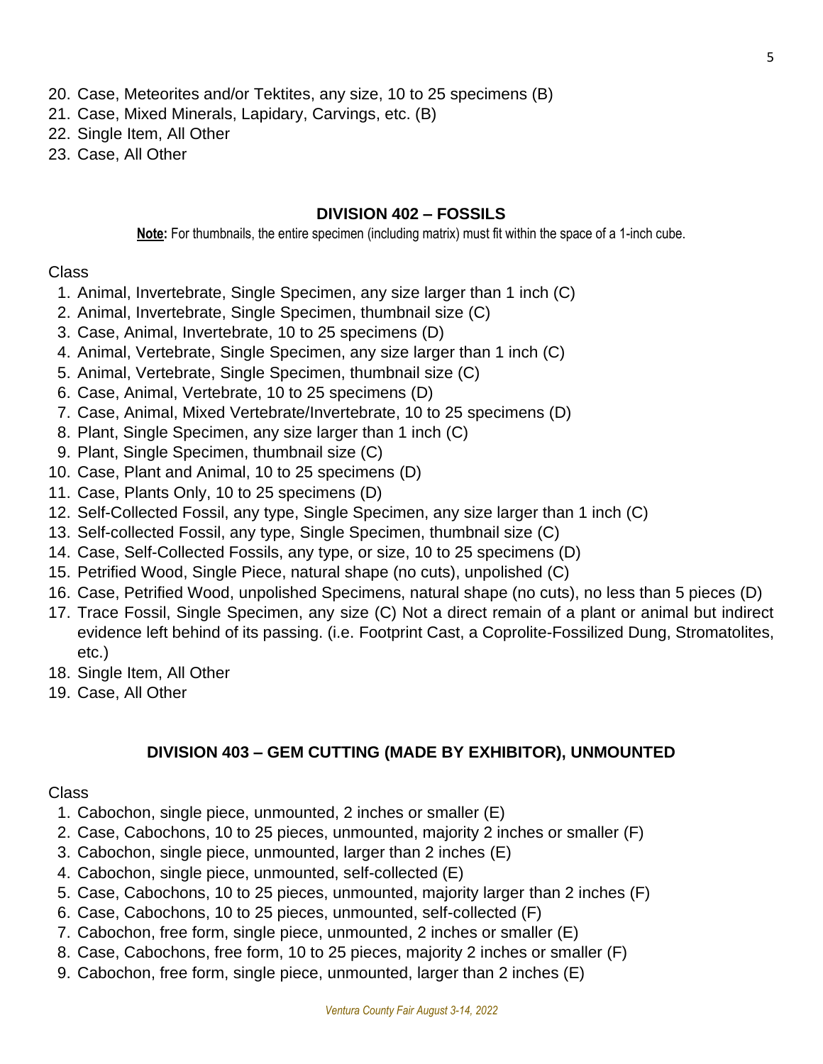20. Case, Meteorites and/or Tektites, any size, 10 to 25 specimens (B)
21. Case, Mixed Minerals, Lapidary, Carvings, etc. (B)
22. Single Item, All Other
23. Case, All Other

## DIVISION 402 – FOSSILS

**Note:** For thumbnails, the entire specimen (including matrix) must fit within the space of a 1-inch cube.

Class

1. Animal, Invertebrate, Single Specimen, any size larger than 1 inch (C)
2. Animal, Invertebrate, Single Specimen, thumbnail size (C)
3. Case, Animal, Invertebrate, 10 to 25 specimens (D)
4. Animal, Vertebrate, Single Specimen, any size larger than 1 inch (C)
5. Animal, Vertebrate, Single Specimen, thumbnail size (C)
6. Case, Animal, Vertebrate, 10 to 25 specimens (D)
7. Case, Animal, Mixed Vertebrate/Invertebrate, 10 to 25 specimens (D)
8. Plant, Single Specimen, any size larger than 1 inch (C)
9. Plant, Single Specimen, thumbnail size (C)
10. Case, Plant and Animal, 10 to 25 specimens (D)
11. Case, Plants Only, 10 to 25 specimens (D)
12. Self-Collected Fossil, any type, Single Specimen, any size larger than 1 inch (C)
13. Self-collected Fossil, any type, Single Specimen, thumbnail size (C)
14. Case, Self-Collected Fossils, any type, or size, 10 to 25 specimens (D)
15. Petrified Wood, Single Piece, natural shape (no cuts), unpolished (C)
16. Case, Petrified Wood, unpolished Specimens, natural shape (no cuts), no less than 5 pieces (D)
17. Trace Fossil, Single Specimen, any size (C) Not a direct remain of a plant or animal but indirect evidence left behind of its passing. (i.e. Footprint Cast, a Coprolite-Fossilized Dung, Stromatolites, etc.)
18. Single Item, All Other
19. Case, All Other

## DIVISION 403 – GEM CUTTING (MADE BY EXHIBITOR), UNMOUNTED

Class

1. Cabochon, single piece, unmounted, 2 inches or smaller (E)
2. Case, Cabochons, 10 to 25 pieces, unmounted, majority 2 inches or smaller (F)
3. Cabochon, single piece, unmounted, larger than 2 inches (E)
4. Cabochon, single piece, unmounted, self-collected (E)
5. Case, Cabochons, 10 to 25 pieces, unmounted, majority larger than 2 inches (F)
6. Case, Cabochons, 10 to 25 pieces, unmounted, self-collected (F)
7. Cabochon, free form, single piece, unmounted, 2 inches or smaller (E)
8. Case, Cabochons, free form, 10 to 25 pieces, majority 2 inches or smaller (F)
9. Cabochon, free form, single piece, unmounted, larger than 2 inches (E)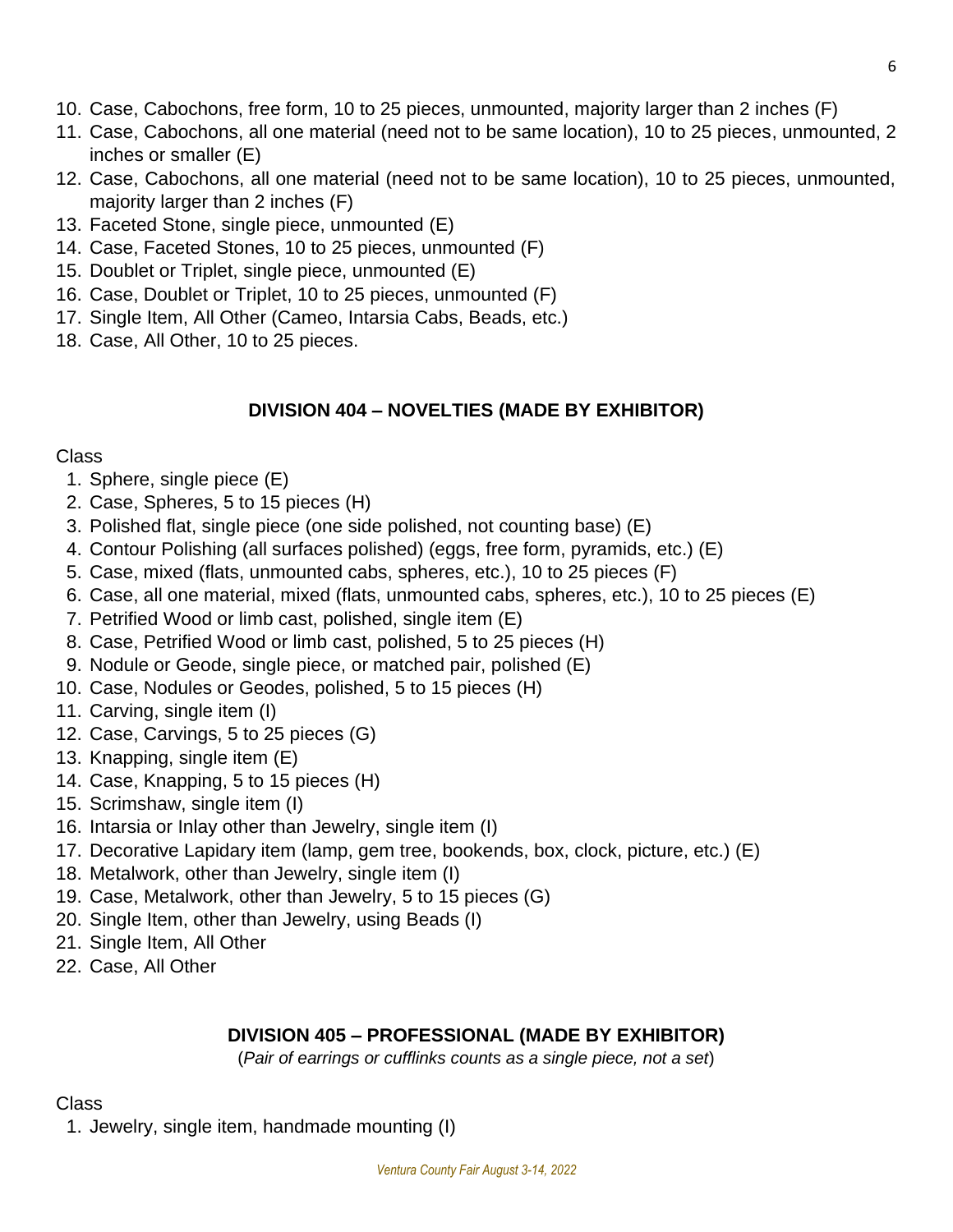10. Case, Cabochons, free form, 10 to 25 pieces, unmounted, majority larger than 2 inches (F)
11. Case, Cabochons, all one material (need not to be same location), 10 to 25 pieces, unmounted, 2 inches or smaller (E)
12. Case, Cabochons, all one material (need not to be same location), 10 to 25 pieces, unmounted, majority larger than 2 inches (F)
13. Faceted Stone, single piece, unmounted (E)
14. Case, Faceted Stones, 10 to 25 pieces, unmounted (F)
15. Doublet or Triplet, single piece, unmounted (E)
16. Case, Doublet or Triplet, 10 to 25 pieces, unmounted (F)
17. Single Item, All Other (Cameo, Intarsia Cabs, Beads, etc.)
18. Case, All Other, 10 to 25 pieces.

## DIVISION 404 – NOVELTIES (MADE BY EXHIBITOR)

Class

1. Sphere, single piece (E)
2. Case, Spheres, 5 to 15 pieces (H)
3. Polished flat, single piece (one side polished, not counting base) (E)
4. Contour Polishing (all surfaces polished) (eggs, free form, pyramids, etc.) (E)
5. Case, mixed (flats, unmounted cabs, spheres, etc.), 10 to 25 pieces (F)
6. Case, all one material, mixed (flats, unmounted cabs, spheres, etc.), 10 to 25 pieces (E)
7. Petrified Wood or limb cast, polished, single item (E)
8. Case, Petrified Wood or limb cast, polished, 5 to 25 pieces (H)
9. Nodule or Geode, single piece, or matched pair, polished (E)
10. Case, Nodules or Geodes, polished, 5 to 15 pieces (H)
11. Carving, single item (I)
12. Case, Carvings, 5 to 25 pieces (G)
13. Knapping, single item (E)
14. Case, Knapping, 5 to 15 pieces (H)
15. Scrimshaw, single item (I)
16. Intarsia or Inlay other than Jewelry, single item (I)
17. Decorative Lapidary item (lamp, gem tree, bookends, box, clock, picture, etc.) (E)
18. Metalwork, other than Jewelry, single item (I)
19. Case, Metalwork, other than Jewelry, 5 to 15 pieces (G)
20. Single Item, other than Jewelry, using Beads (I)
21. Single Item, All Other
22. Case, All Other

## DIVISION 405 – PROFESSIONAL (MADE BY EXHIBITOR)

(*Pair of earrings or cufflinks counts as a single piece, not a set*)

Class

1. Jewelry, single item, handmade mounting (I)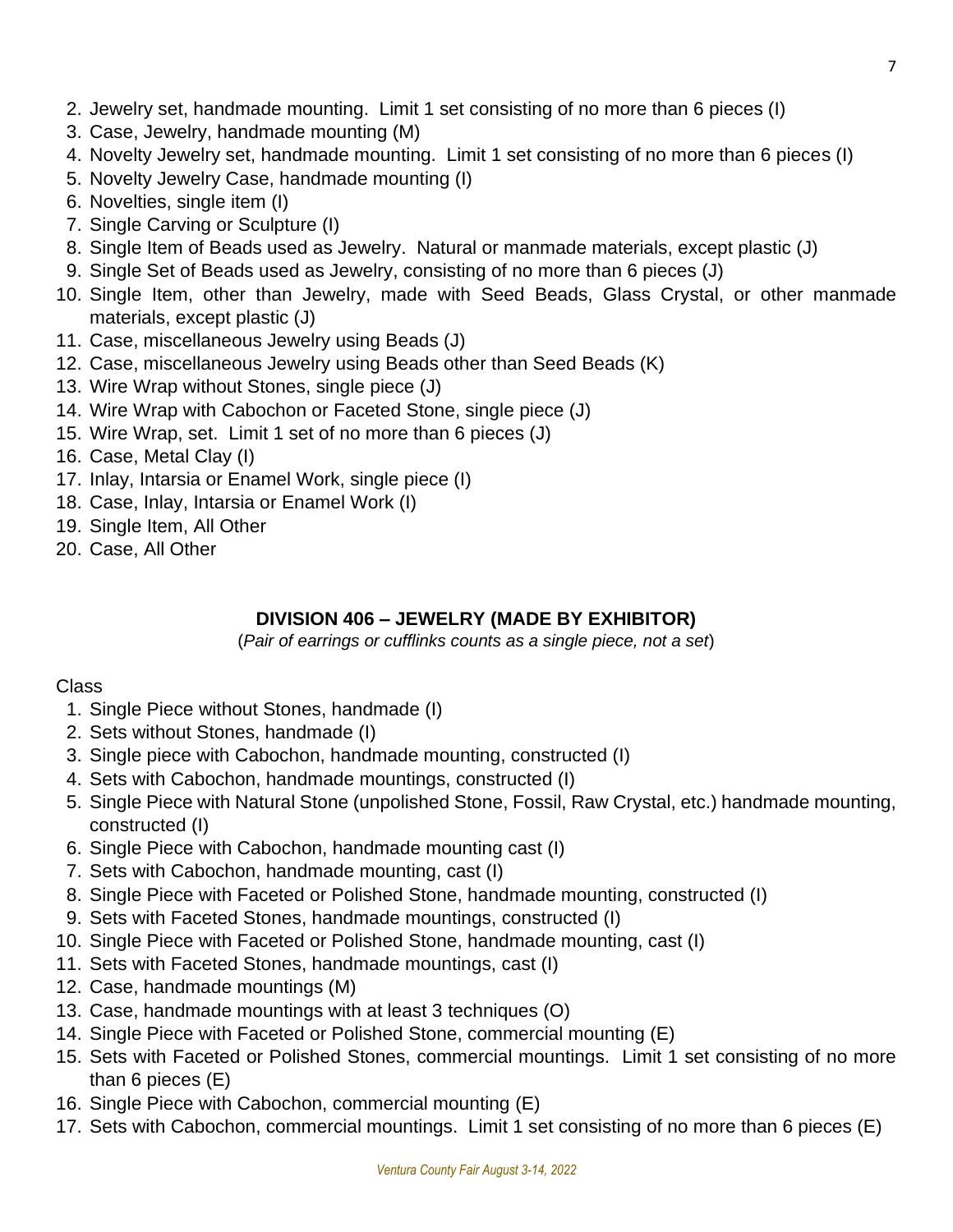2. Jewelry set, handmade mounting. Limit 1 set consisting of no more than 6 pieces (I)
3. Case, Jewelry, handmade mounting (M)
4. Novelty Jewelry set, handmade mounting. Limit 1 set consisting of no more than 6 pieces (I)
5. Novelty Jewelry Case, handmade mounting (I)
6. Novelties, single item (I)
7. Single Carving or Sculpture (I)
8. Single Item of Beads used as Jewelry. Natural or manmade materials, except plastic (J)
9. Single Set of Beads used as Jewelry, consisting of no more than 6 pieces (J)
10. Single Item, other than Jewelry, made with Seed Beads, Glass Crystal, or other manmade materials, except plastic (J)
11. Case, miscellaneous Jewelry using Beads (J)
12. Case, miscellaneous Jewelry using Beads other than Seed Beads (K)
13. Wire Wrap without Stones, single piece (J)
14. Wire Wrap with Cabochon or Faceted Stone, single piece (J)
15. Wire Wrap, set. Limit 1 set of no more than 6 pieces (J)
16. Case, Metal Clay (I)
17. Inlay, Intarsia or Enamel Work, single piece (I)
18. Case, Inlay, Intarsia or Enamel Work (I)
19. Single Item, All Other
20. Case, All Other

## DIVISION 406 – JEWELRY (MADE BY EXHIBITOR)

(*Pair of earrings or cufflinks counts as a single piece, not a set*)

Class

1. Single Piece without Stones, handmade (I)
2. Sets without Stones, handmade (I)
3. Single piece with Cabochon, handmade mounting, constructed (I)
4. Sets with Cabochon, handmade mountings, constructed (I)
5. Single Piece with Natural Stone (unpolished Stone, Fossil, Raw Crystal, etc.) handmade mounting, constructed (I)
6. Single Piece with Cabochon, handmade mounting cast (I)
7. Sets with Cabochon, handmade mounting, cast (I)
8. Single Piece with Faceted or Polished Stone, handmade mounting, constructed (I)
9. Sets with Faceted Stones, handmade mountings, constructed (I)
10. Single Piece with Faceted or Polished Stone, handmade mounting, cast (I)
11. Sets with Faceted Stones, handmade mountings, cast (I)
12. Case, handmade mountings (M)
13. Case, handmade mountings with at least 3 techniques (O)
14. Single Piece with Faceted or Polished Stone, commercial mounting (E)
15. Sets with Faceted or Polished Stones, commercial mountings. Limit 1 set consisting of no more than 6 pieces (E)
16. Single Piece with Cabochon, commercial mounting (E)
17. Sets with Cabochon, commercial mountings. Limit 1 set consisting of no more than 6 pieces (E)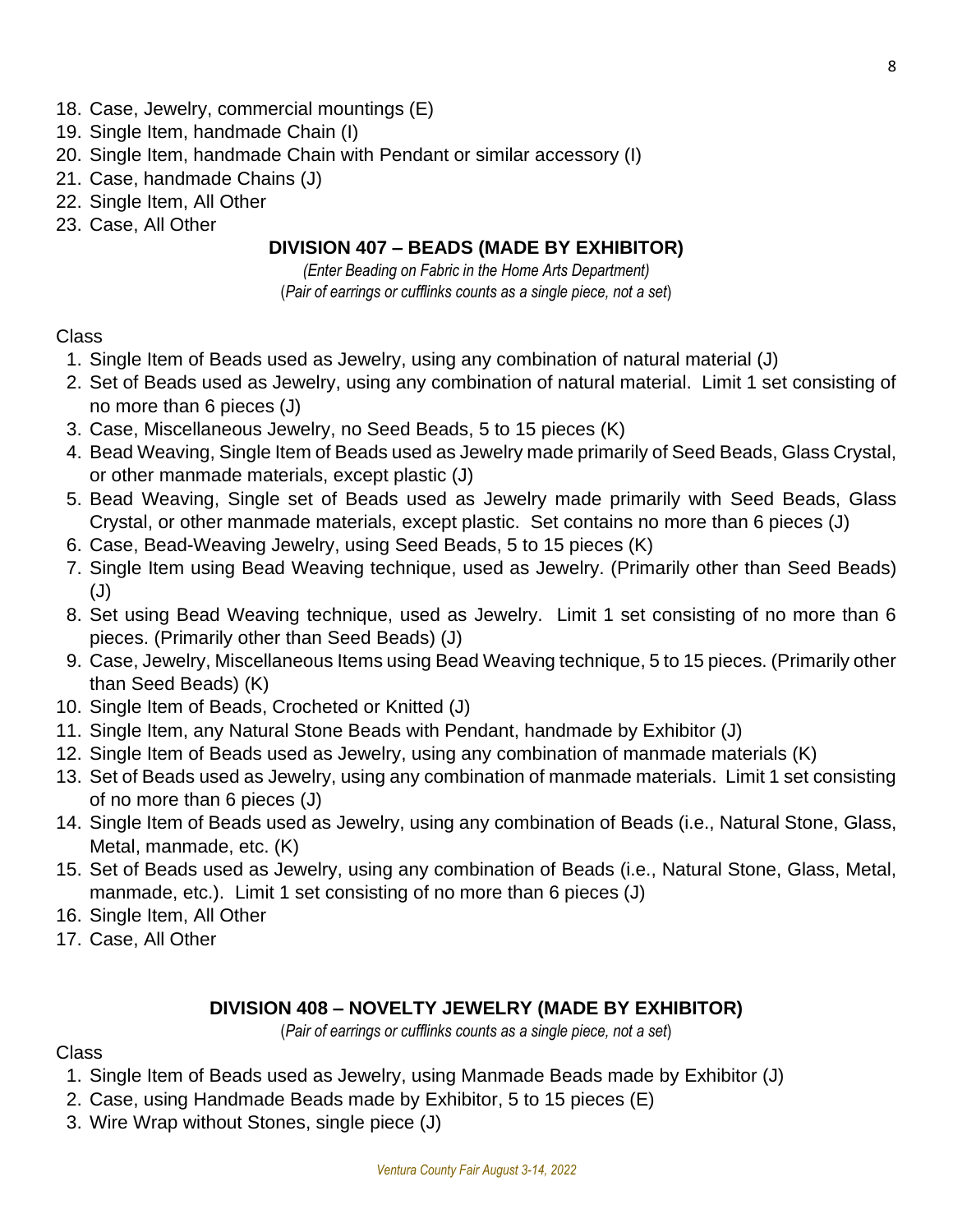18. Case, Jewelry, commercial mountings (E)
19. Single Item, handmade Chain (I)
20. Single Item, handmade Chain with Pendant or similar accessory (I)
21. Case, handmade Chains (J)
22. Single Item, All Other
23. Case, All Other

### DIVISION 407 – BEADS (MADE BY EXHIBITOR)

*(Enter Beading on Fabric in the Home Arts Department)*
(*Pair of earrings or cufflinks counts as a single piece, not a set*)

Class

1. Single Item of Beads used as Jewelry, using any combination of natural material (J)
2. Set of Beads used as Jewelry, using any combination of natural material. Limit 1 set consisting of no more than 6 pieces (J)
3. Case, Miscellaneous Jewelry, no Seed Beads, 5 to 15 pieces (K)
4. Bead Weaving, Single Item of Beads used as Jewelry made primarily of Seed Beads, Glass Crystal, or other manmade materials, except plastic (J)
5. Bead Weaving, Single set of Beads used as Jewelry made primarily with Seed Beads, Glass Crystal, or other manmade materials, except plastic. Set contains no more than 6 pieces (J)
6. Case, Bead-Weaving Jewelry, using Seed Beads, 5 to 15 pieces (K)
7. Single Item using Bead Weaving technique, used as Jewelry. (Primarily other than Seed Beads) (J)
8. Set using Bead Weaving technique, used as Jewelry. Limit 1 set consisting of no more than 6 pieces. (Primarily other than Seed Beads) (J)
9. Case, Jewelry, Miscellaneous Items using Bead Weaving technique, 5 to 15 pieces. (Primarily other than Seed Beads) (K)
10. Single Item of Beads, Crocheted or Knitted (J)
11. Single Item, any Natural Stone Beads with Pendant, handmade by Exhibitor (J)
12. Single Item of Beads used as Jewelry, using any combination of manmade materials (K)
13. Set of Beads used as Jewelry, using any combination of manmade materials. Limit 1 set consisting of no more than 6 pieces (J)
14. Single Item of Beads used as Jewelry, using any combination of Beads (i.e., Natural Stone, Glass, Metal, manmade, etc. (K)
15. Set of Beads used as Jewelry, using any combination of Beads (i.e., Natural Stone, Glass, Metal, manmade, etc.). Limit 1 set consisting of no more than 6 pieces (J)
16. Single Item, All Other
17. Case, All Other

### DIVISION 408 – NOVELTY JEWELRY (MADE BY EXHIBITOR)

(*Pair of earrings or cufflinks counts as a single piece, not a set*)

Class

1. Single Item of Beads used as Jewelry, using Manmade Beads made by Exhibitor (J)
2. Case, using Handmade Beads made by Exhibitor, 5 to 15 pieces (E)
3. Wire Wrap without Stones, single piece (J)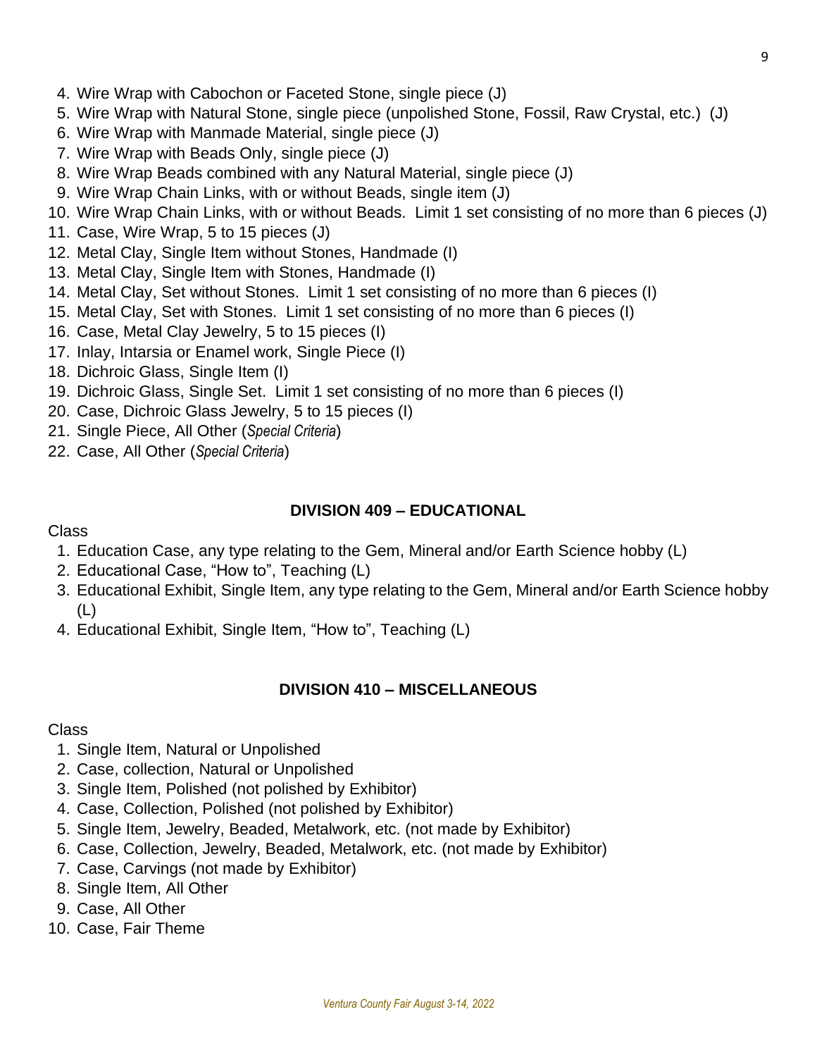4. Wire Wrap with Cabochon or Faceted Stone, single piece (J)
5. Wire Wrap with Natural Stone, single piece (unpolished Stone, Fossil, Raw Crystal, etc.) (J)
6. Wire Wrap with Manmade Material, single piece (J)
7. Wire Wrap with Beads Only, single piece (J)
8. Wire Wrap Beads combined with any Natural Material, single piece (J)
9. Wire Wrap Chain Links, with or without Beads, single item (J)
10. Wire Wrap Chain Links, with or without Beads. Limit 1 set consisting of no more than 6 pieces (J)
11. Case, Wire Wrap, 5 to 15 pieces (J)
12. Metal Clay, Single Item without Stones, Handmade (I)
13. Metal Clay, Single Item with Stones, Handmade (I)
14. Metal Clay, Set without Stones. Limit 1 set consisting of no more than 6 pieces (I)
15. Metal Clay, Set with Stones. Limit 1 set consisting of no more than 6 pieces (I)
16. Case, Metal Clay Jewelry, 5 to 15 pieces (I)
17. Inlay, Intarsia or Enamel work, Single Piece (I)
18. Dichroic Glass, Single Item (I)
19. Dichroic Glass, Single Set. Limit 1 set consisting of no more than 6 pieces (I)
20. Case, Dichroic Glass Jewelry, 5 to 15 pieces (I)
21. Single Piece, All Other (*Special Criteria*)
22. Case, All Other (*Special Criteria*)

## DIVISION 409 – EDUCATIONAL

Class

1. Education Case, any type relating to the Gem, Mineral and/or Earth Science hobby (L)
2. Educational Case, "How to", Teaching (L)
3. Educational Exhibit, Single Item, any type relating to the Gem, Mineral and/or Earth Science hobby (L)
4. Educational Exhibit, Single Item, "How to", Teaching (L)

## DIVISION 410 – MISCELLANEOUS

Class

1. Single Item, Natural or Unpolished
2. Case, collection, Natural or Unpolished
3. Single Item, Polished (not polished by Exhibitor)
4. Case, Collection, Polished (not polished by Exhibitor)
5. Single Item, Jewelry, Beaded, Metalwork, etc. (not made by Exhibitor)
6. Case, Collection, Jewelry, Beaded, Metalwork, etc. (not made by Exhibitor)
7. Case, Carvings (not made by Exhibitor)
8. Single Item, All Other
9. Case, All Other
10. Case, Fair Theme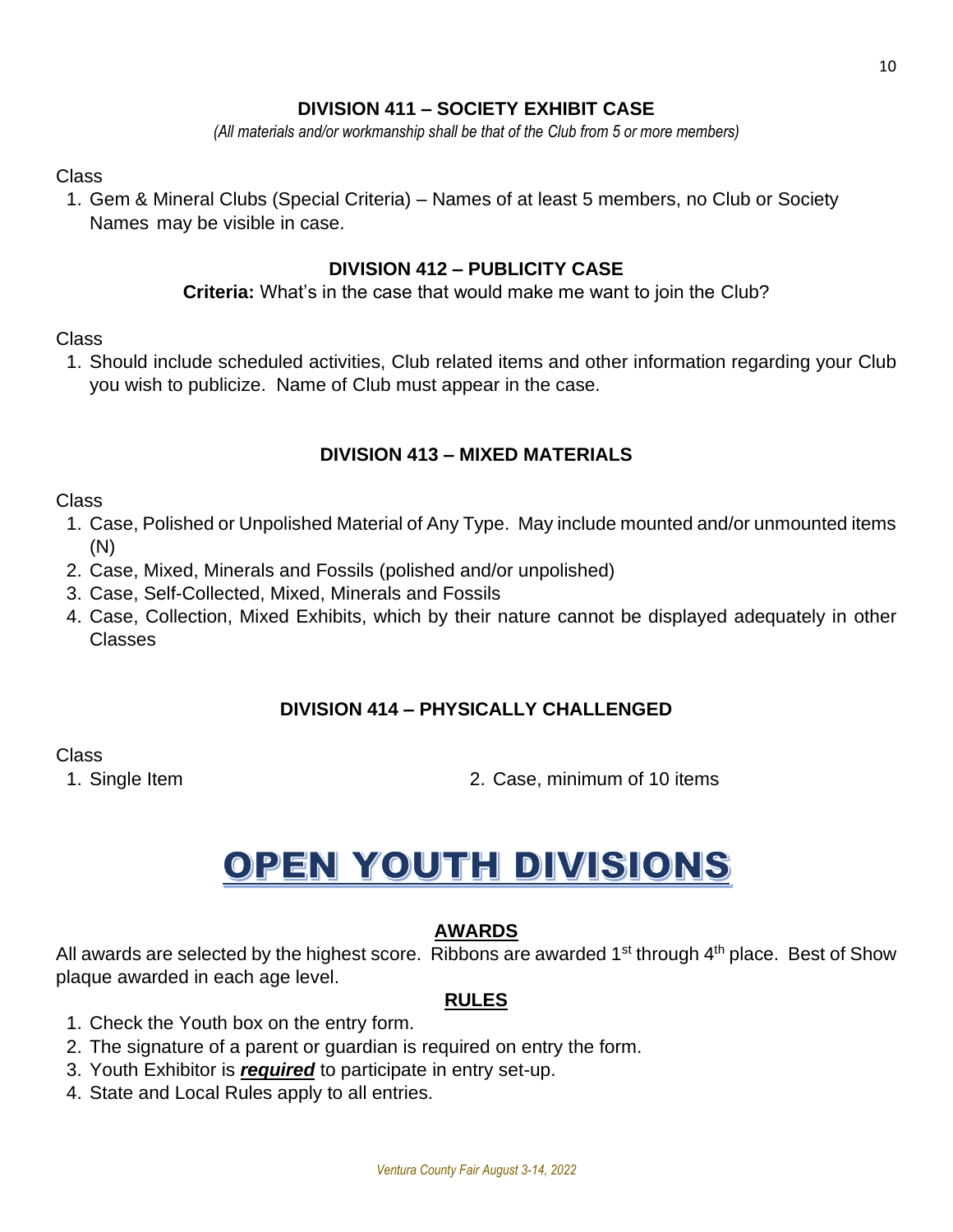## DIVISION 411 – SOCIETY EXHIBIT CASE

*(All materials and/or workmanship shall be that of the Club from 5 or more members)*

Class

1. Gem & Mineral Clubs (Special Criteria) – Names of at least 5 members, no Club or Society Names may be visible in case.

## DIVISION 412 – PUBLICITY CASE

**Criteria:** What's in the case that would make me want to join the Club?

Class

1. Should include scheduled activities, Club related items and other information regarding your Club you wish to publicize. Name of Club must appear in the case.

## DIVISION 413 – MIXED MATERIALS

Class

1. Case, Polished or Unpolished Material of Any Type. May include mounted and/or unmounted items (N)
2. Case, Mixed, Minerals and Fossils (polished and/or unpolished)
3. Case, Self-Collected, Mixed, Minerals and Fossils
4. Case, Collection, Mixed Exhibits, which by their nature cannot be displayed adequately in other Classes

## DIVISION 414 – PHYSICALLY CHALLENGED

Class

1. Single Item
2. Case, minimum of 10 items

# OPEN YOUTH DIVISIONS

### AWARDS

All awards are selected by the highest score. Ribbons are awarded 1st through 4th place. Best of Show plaque awarded in each age level.

### RULES

1. Check the Youth box on the entry form.
2. The signature of a parent or guardian is required on entry the form.
3. Youth Exhibitor is ***required*** to participate in entry set-up.
4. State and Local Rules apply to all entries.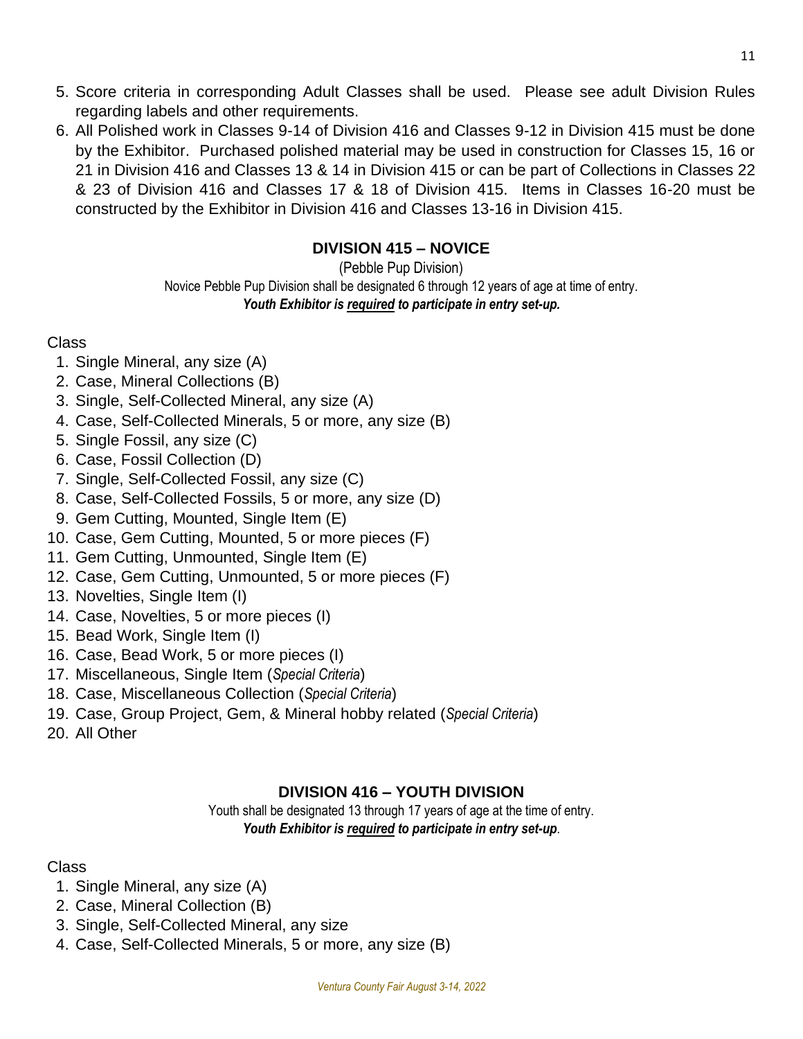5. Score criteria in corresponding Adult Classes shall be used. Please see adult Division Rules regarding labels and other requirements.
6. All Polished work in Classes 9-14 of Division 416 and Classes 9-12 in Division 415 must be done by the Exhibitor. Purchased polished material may be used in construction for Classes 15, 16 or 21 in Division 416 and Classes 13 & 14 in Division 415 or can be part of Collections in Classes 22 & 23 of Division 416 and Classes 17 & 18 of Division 415. Items in Classes 16-20 must be constructed by the Exhibitor in Division 416 and Classes 13-16 in Division 415.

## DIVISION 415 – NOVICE

(Pebble Pup Division)

Novice Pebble Pup Division shall be designated 6 through 12 years of age at time of entry.

***Youth Exhibitor is <u>required</u> to participate in entry set-up.***

Class

1. Single Mineral, any size (A)
2. Case, Mineral Collections (B)
3. Single, Self-Collected Mineral, any size (A)
4. Case, Self-Collected Minerals, 5 or more, any size (B)
5. Single Fossil, any size (C)
6. Case, Fossil Collection (D)
7. Single, Self-Collected Fossil, any size (C)
8. Case, Self-Collected Fossils, 5 or more, any size (D)
9. Gem Cutting, Mounted, Single Item (E)
10. Case, Gem Cutting, Mounted, 5 or more pieces (F)
11. Gem Cutting, Unmounted, Single Item (E)
12. Case, Gem Cutting, Unmounted, 5 or more pieces (F)
13. Novelties, Single Item (I)
14. Case, Novelties, 5 or more pieces (I)
15. Bead Work, Single Item (I)
16. Case, Bead Work, 5 or more pieces (I)
17. Miscellaneous, Single Item (*Special Criteria*)
18. Case, Miscellaneous Collection (*Special Criteria*)
19. Case, Group Project, Gem, & Mineral hobby related (*Special Criteria*)
20. All Other

## DIVISION 416 – YOUTH DIVISION

Youth shall be designated 13 through 17 years of age at the time of entry.

***Youth Exhibitor is <u>required</u> to participate in entry set-up***.

Class

1. Single Mineral, any size (A)
2. Case, Mineral Collection (B)
3. Single, Self-Collected Mineral, any size
4. Case, Self-Collected Minerals, 5 or more, any size (B)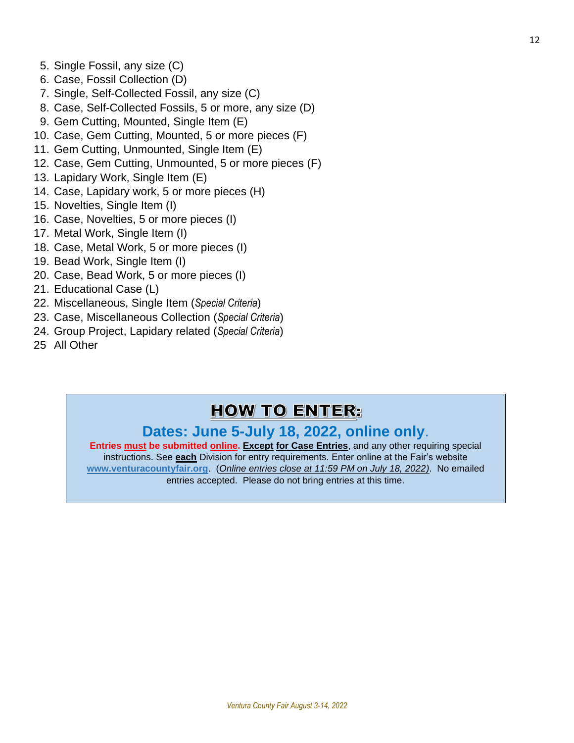5. Single Fossil, any size (C)
6. Case, Fossil Collection (D)
7. Single, Self-Collected Fossil, any size (C)
8. Case, Self-Collected Fossils, 5 or more, any size (D)
9. Gem Cutting, Mounted, Single Item (E)
10. Case, Gem Cutting, Mounted, 5 or more pieces (F)
11. Gem Cutting, Unmounted, Single Item (E)
12. Case, Gem Cutting, Unmounted, 5 or more pieces (F)
13. Lapidary Work, Single Item (E)
14. Case, Lapidary work, 5 or more pieces (H)
15. Novelties, Single Item (I)
16. Case, Novelties, 5 or more pieces (I)
17. Metal Work, Single Item (I)
18. Case, Metal Work, 5 or more pieces (I)
19. Bead Work, Single Item (I)
20. Case, Bead Work, 5 or more pieces (I)
21. Educational Case (L)
22. Miscellaneous, Single Item (*Special Criteria*)
23. Case, Miscellaneous Collection (*Special Criteria*)
24. Group Project, Lapidary related (*Special Criteria*)

25 All Other

## HOW TO ENTER:

### Dates: June 5-July 18, 2022, online only.

**Entries must be submitted online. Except for Case Entries**, and any other requiring special instructions. See **each** Division for entry requirements. Enter online at the Fair's website **www.venturacountyfair.org**. (*Online entries close at 11:59 PM on July 18, 2022)*. No emailed entries accepted. Please do not bring entries at this time.